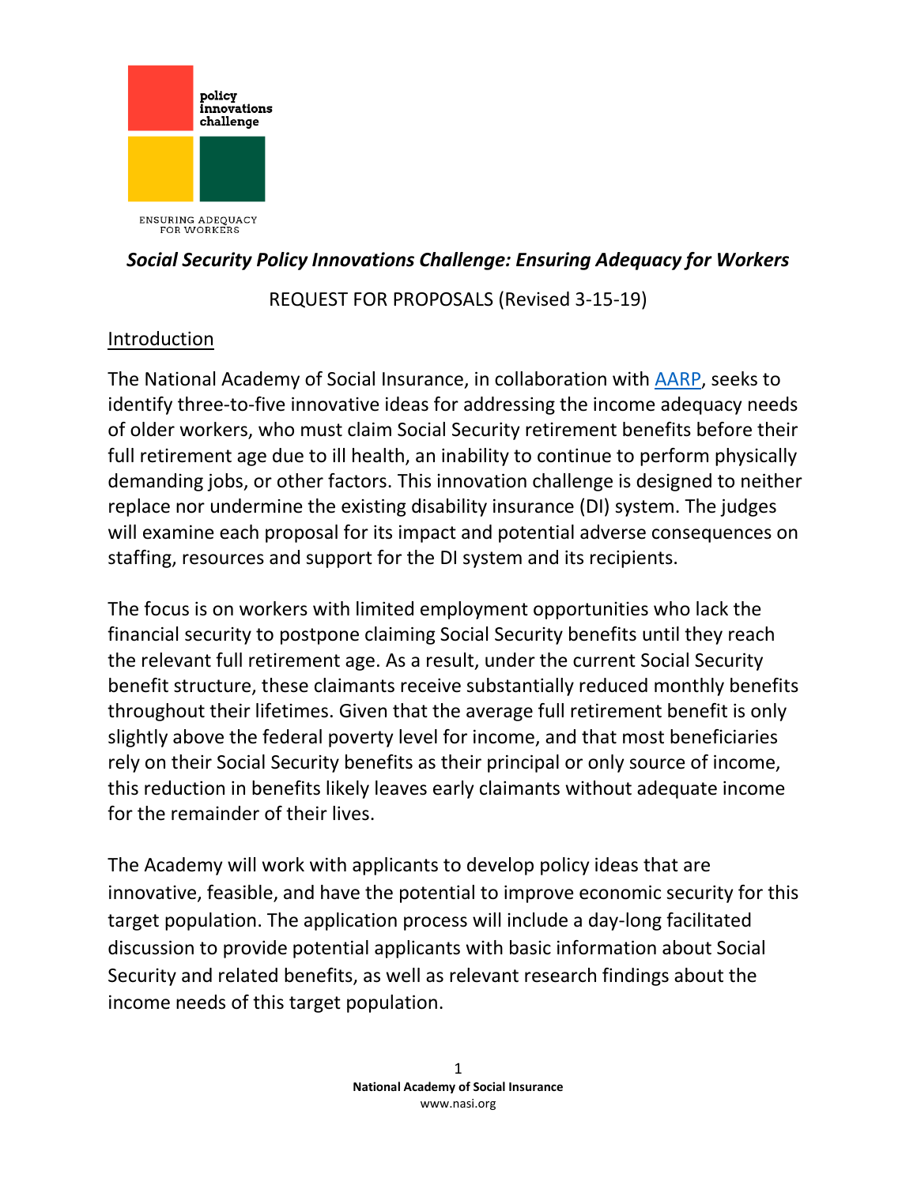policy innovations challenge

ENSURING ADEQUACY FOR WORKERS

***Social Security Policy Innovations Challenge: Ensuring Adequacy for Workers***

REQUEST FOR PROPOSALS (Revised 3-15-19)

## Introduction

The National Academy of Social Insurance, in collaboration with AARP, seeks to identify three-to-five innovative ideas for addressing the income adequacy needs of older workers, who must claim Social Security retirement benefits before their full retirement age due to ill health, an inability to continue to perform physically demanding jobs, or other factors. This innovation challenge is designed to neither replace nor undermine the existing disability insurance (DI) system. The judges will examine each proposal for its impact and potential adverse consequences on staffing, resources and support for the DI system and its recipients.

The focus is on workers with limited employment opportunities who lack the financial security to postpone claiming Social Security benefits until they reach the relevant full retirement age. As a result, under the current Social Security benefit structure, these claimants receive substantially reduced monthly benefits throughout their lifetimes. Given that the average full retirement benefit is only slightly above the federal poverty level for income, and that most beneficiaries rely on their Social Security benefits as their principal or only source of income, this reduction in benefits likely leaves early claimants without adequate income for the remainder of their lives.

The Academy will work with applicants to develop policy ideas that are innovative, feasible, and have the potential to improve economic security for this target population. The application process will include a day-long facilitated discussion to provide potential applicants with basic information about Social Security and related benefits, as well as relevant research findings about the income needs of this target population.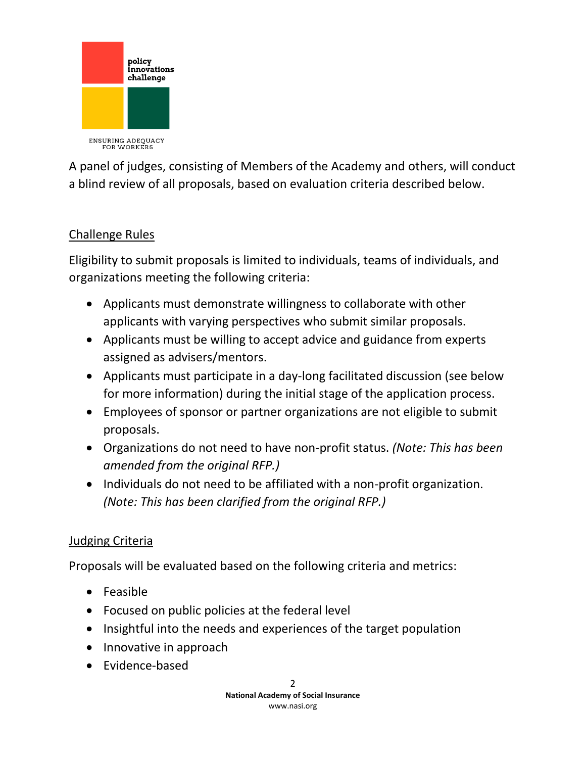A panel of judges, consisting of Members of the Academy and others, will conduct a blind review of all proposals, based on evaluation criteria described below.

## Challenge Rules

Eligibility to submit proposals is limited to individuals, teams of individuals, and organizations meeting the following criteria:

- Applicants must demonstrate willingness to collaborate with other applicants with varying perspectives who submit similar proposals.
- Applicants must be willing to accept advice and guidance from experts assigned as advisers/mentors.
- Applicants must participate in a day-long facilitated discussion (see below for more information) during the initial stage of the application process.
- Employees of sponsor or partner organizations are not eligible to submit proposals.
- Organizations do not need to have non-profit status. *(Note: This has been amended from the original RFP.)*
- Individuals do not need to be affiliated with a non-profit organization. *(Note: This has been clarified from the original RFP.)*

## Judging Criteria

Proposals will be evaluated based on the following criteria and metrics:

- Feasible
- Focused on public policies at the federal level
- Insightful into the needs and experiences of the target population
- Innovative in approach
- Evidence-based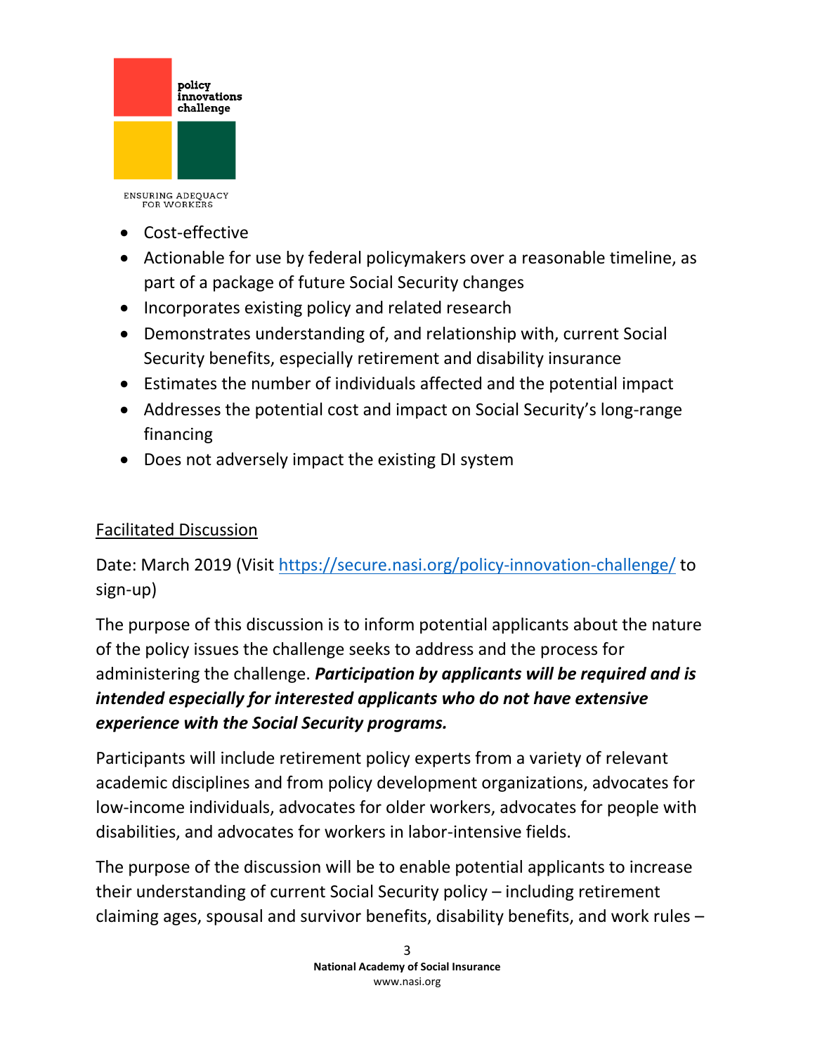- Cost-effective
- Actionable for use by federal policymakers over a reasonable timeline, as part of a package of future Social Security changes
- Incorporates existing policy and related research
- Demonstrates understanding of, and relationship with, current Social Security benefits, especially retirement and disability insurance
- Estimates the number of individuals affected and the potential impact
- Addresses the potential cost and impact on Social Security's long-range financing
- Does not adversely impact the existing DI system

<u>Facilitated Discussion</u>

Date: March 2019 (Visit https://secure.nasi.org/policy-innovation-challenge/ to sign-up)

The purpose of this discussion is to inform potential applicants about the nature of the policy issues the challenge seeks to address and the process for administering the challenge. ***Participation by applicants will be required and is intended especially for interested applicants who do not have extensive experience with the Social Security programs.***

Participants will include retirement policy experts from a variety of relevant academic disciplines and from policy development organizations, advocates for low-income individuals, advocates for older workers, advocates for people with disabilities, and advocates for workers in labor-intensive fields.

The purpose of the discussion will be to enable potential applicants to increase their understanding of current Social Security policy – including retirement claiming ages, spousal and survivor benefits, disability benefits, and work rules –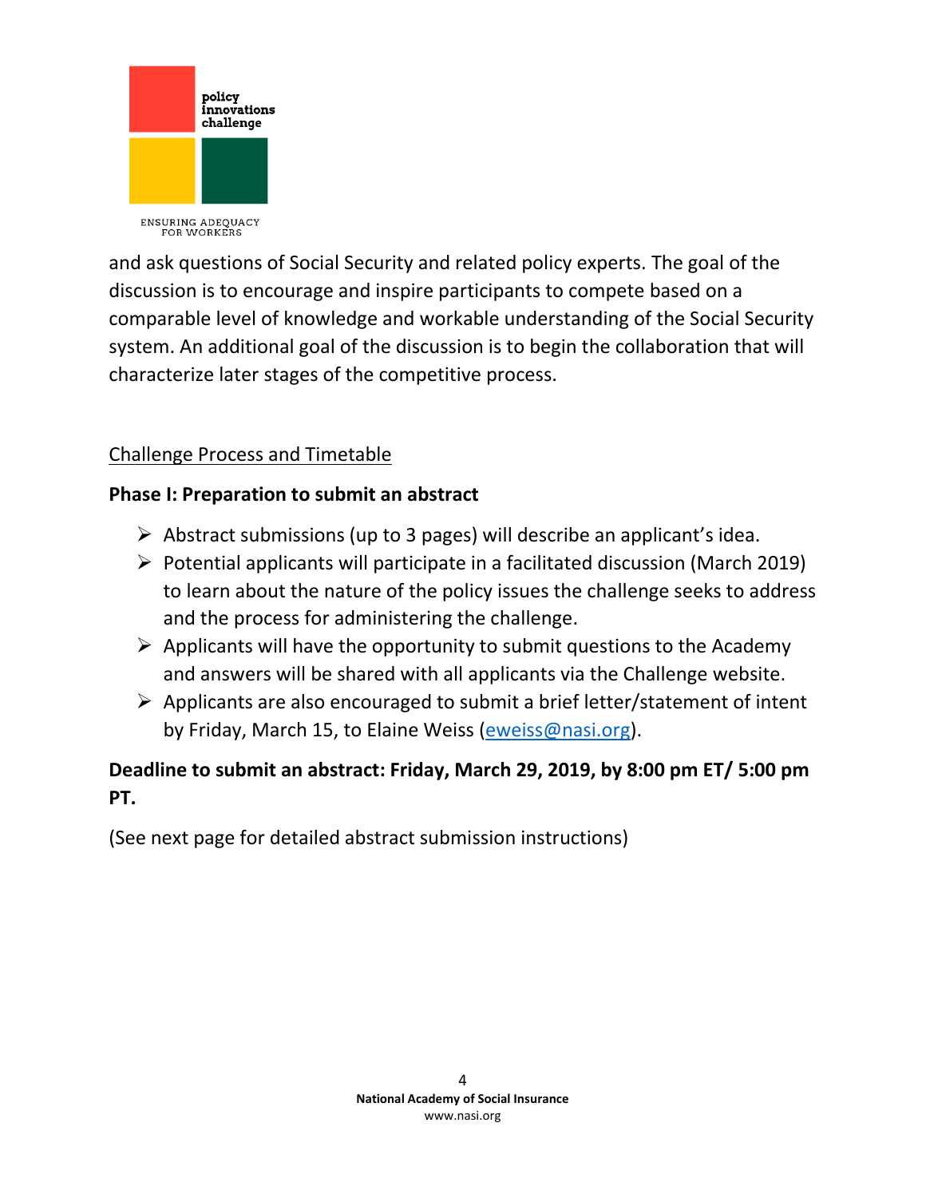and ask questions of Social Security and related policy experts. The goal of the discussion is to encourage and inspire participants to compete based on a comparable level of knowledge and workable understanding of the Social Security system. An additional goal of the discussion is to begin the collaboration that will characterize later stages of the competitive process.

## Challenge Process and Timetable

**Phase I: Preparation to submit an abstract**

- Abstract submissions (up to 3 pages) will describe an applicant's idea.
- Potential applicants will participate in a facilitated discussion (March 2019) to learn about the nature of the policy issues the challenge seeks to address and the process for administering the challenge.
- Applicants will have the opportunity to submit questions to the Academy and answers will be shared with all applicants via the Challenge website.
- Applicants are also encouraged to submit a brief letter/statement of intent by Friday, March 15, to Elaine Weiss (eweiss@nasi.org).

**Deadline to submit an abstract: Friday, March 29, 2019, by 8:00 pm ET/ 5:00 pm PT.**

(See next page for detailed abstract submission instructions)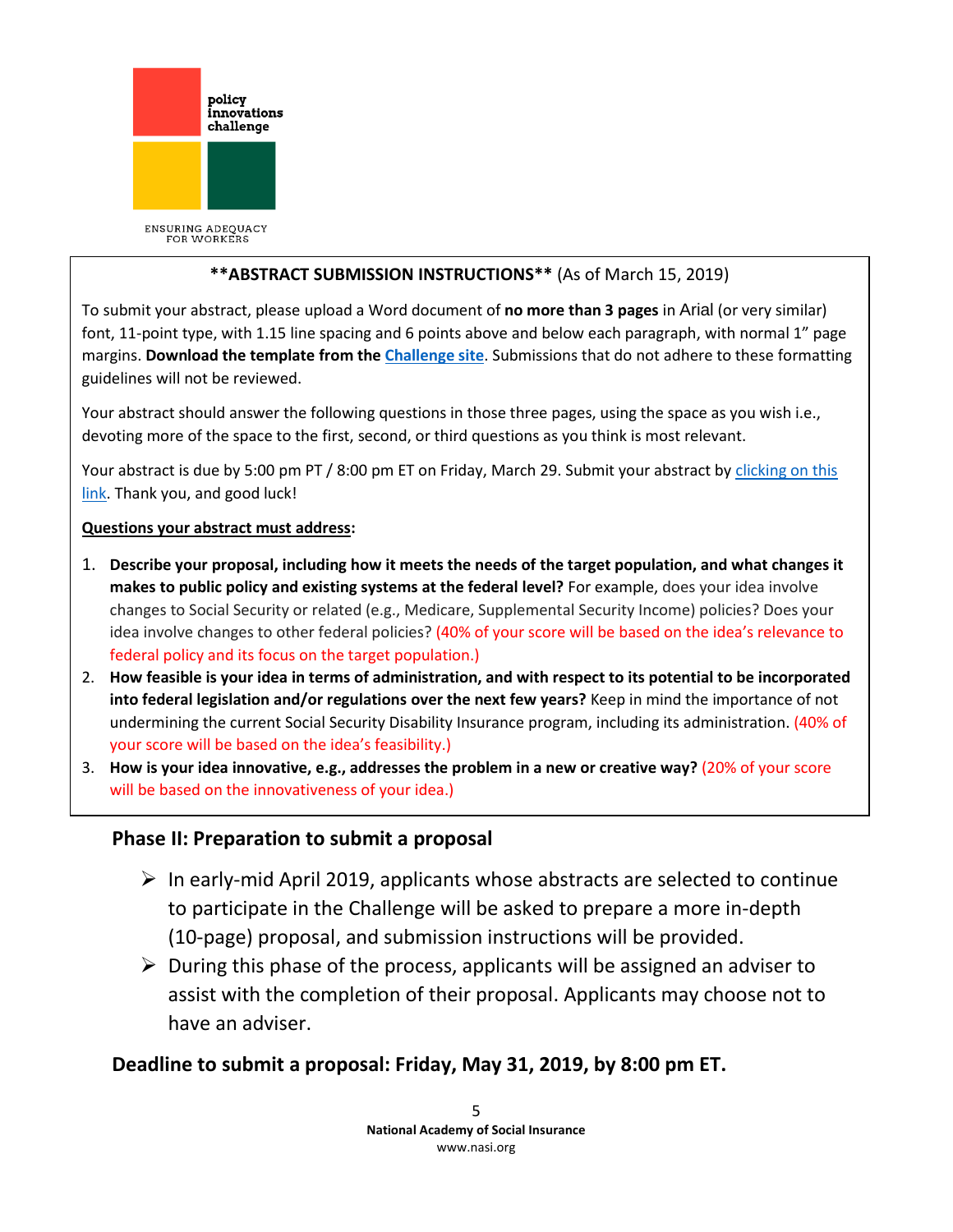policy innovations challenge

ENSURING ADEQUACY FOR WORKERS

**\*\*ABSTRACT SUBMISSION INSTRUCTIONS\*\*** (As of March 15, 2019)

To submit your abstract, please upload a Word document of **no more than 3 pages** in Arial (or very similar) font, 11-point type, with 1.15 line spacing and 6 points above and below each paragraph, with normal 1" page margins. **Download the template from the Challenge site**. Submissions that do not adhere to these formatting guidelines will not be reviewed.

Your abstract should answer the following questions in those three pages, using the space as you wish i.e., devoting more of the space to the first, second, or third questions as you think is most relevant.

Your abstract is due by 5:00 pm PT / 8:00 pm ET on Friday, March 29. Submit your abstract by clicking on this link. Thank you, and good luck!

**Questions your abstract must address:**

1. **Describe your proposal, including how it meets the needs of the target population, and what changes it makes to public policy and existing systems at the federal level?** For example, does your idea involve changes to Social Security or related (e.g., Medicare, Supplemental Security Income) policies? Does your idea involve changes to other federal policies? (40% of your score will be based on the idea's relevance to federal policy and its focus on the target population.)
2. **How feasible is your idea in terms of administration, and with respect to its potential to be incorporated into federal legislation and/or regulations over the next few years?** Keep in mind the importance of not undermining the current Social Security Disability Insurance program, including its administration. (40% of your score will be based on the idea's feasibility.)
3. **How is your idea innovative, e.g., addresses the problem in a new or creative way?** (20% of your score will be based on the innovativeness of your idea.)

## Phase II: Preparation to submit a proposal

- In early-mid April 2019, applicants whose abstracts are selected to continue to participate in the Challenge will be asked to prepare a more in-depth (10-page) proposal, and submission instructions will be provided.
- During this phase of the process, applicants will be assigned an adviser to assist with the completion of their proposal. Applicants may choose not to have an adviser.

## Deadline to submit a proposal: Friday, May 31, 2019, by 8:00 pm ET.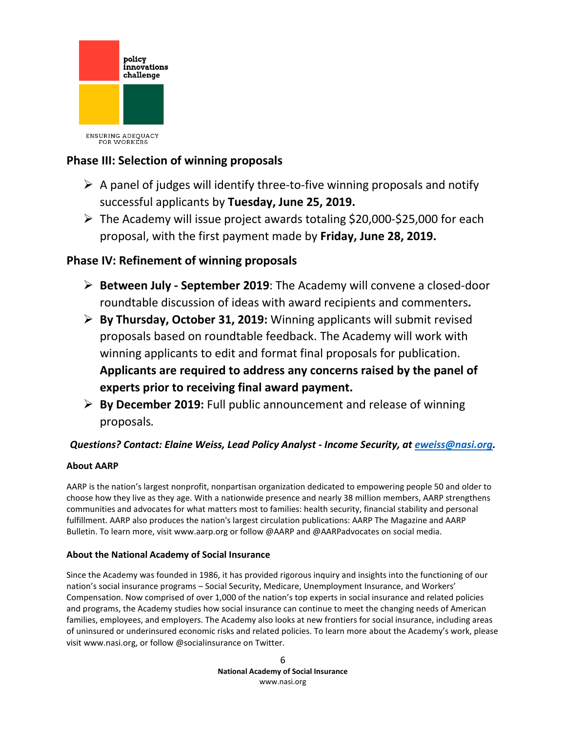policy innovations challenge

ENSURING ADEQUACY FOR WORKERS

## Phase III: Selection of winning proposals

- A panel of judges will identify three-to-five winning proposals and notify successful applicants by **Tuesday, June 25, 2019.**
- The Academy will issue project awards totaling $20,000-$25,000 for each proposal, with the first payment made by **Friday, June 28, 2019.**

## Phase IV: Refinement of winning proposals

- **Between July - September 2019**: The Academy will convene a closed-door roundtable discussion of ideas with award recipients and commenters**.**
- **By Thursday, October 31, 2019:** Winning applicants will submit revised proposals based on roundtable feedback. The Academy will work with winning applicants to edit and format final proposals for publication. **Applicants are required to address any concerns raised by the panel of experts prior to receiving final award payment.**
- **By December 2019:** Full public announcement and release of winning proposals.

***Questions? Contact: Elaine Weiss, Lead Policy Analyst - Income Security, at [eweiss@nasi.org](mailto:eweiss@nasi.org).***

**About AARP**

AARP is the nation's largest nonprofit, nonpartisan organization dedicated to empowering people 50 and older to choose how they live as they age. With a nationwide presence and nearly 38 million members, AARP strengthens communities and advocates for what matters most to families: health security, financial stability and personal fulfillment. AARP also produces the nation's largest circulation publications: AARP The Magazine and AARP Bulletin. To learn more, visit www.aarp.org or follow @AARP and @AARPadvocates on social media.

**About the National Academy of Social Insurance**

Since the Academy was founded in 1986, it has provided rigorous inquiry and insights into the functioning of our nation's social insurance programs – Social Security, Medicare, Unemployment Insurance, and Workers' Compensation. Now comprised of over 1,000 of the nation's top experts in social insurance and related policies and programs, the Academy studies how social insurance can continue to meet the changing needs of American families, employees, and employers. The Academy also looks at new frontiers for social insurance, including areas of uninsured or underinsured economic risks and related policies. To learn more about the Academy's work, please visit www.nasi.org, or follow @socialinsurance on Twitter.